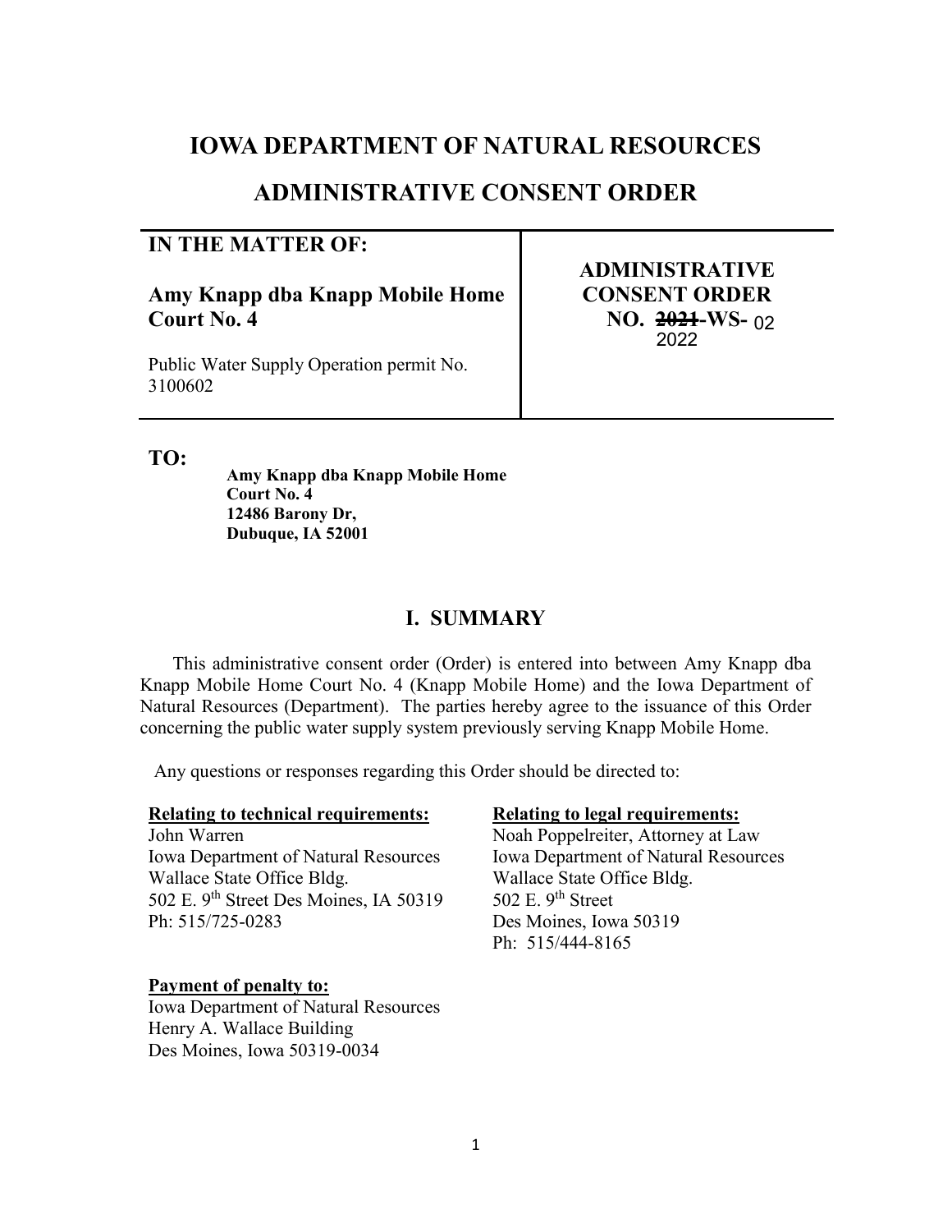# IOWA DEPARTMENT OF NATURAL RESOURCES

# ADMINISTRATIVE CONSENT ORDER

| **IN THE MATTER OF:**<br><br>**Amy Knapp dba Knapp Mobile Home Court No. 4**<br><br>Public Water Supply Operation permit No. 3100602 | **ADMINISTRATIVE CONSENT ORDER NO. ~~2021~~ 2022-WS- 02** |
| --- | --- |

**TO:**

**Amy Knapp dba Knapp Mobile Home Court No. 4**
**12486 Barony Dr,**
**Dubuque, IA 52001**

## I. SUMMARY

This administrative consent order (Order) is entered into between Amy Knapp dba Knapp Mobile Home Court No. 4 (Knapp Mobile Home) and the Iowa Department of Natural Resources (Department). The parties hereby agree to the issuance of this Order concerning the public water supply system previously serving Knapp Mobile Home.

Any questions or responses regarding this Order should be directed to:

**Relating to technical requirements:**
John Warren
Iowa Department of Natural Resources
Wallace State Office Bldg.
502 E. 9th Street Des Moines, IA 50319
Ph: 515/725-0283

**Relating to legal requirements:**
Noah Poppelreiter, Attorney at Law
Iowa Department of Natural Resources
Wallace State Office Bldg.
502 E. 9th Street
Des Moines, Iowa 50319
Ph: 515/444-8165

**Payment of penalty to:**
Iowa Department of Natural Resources
Henry A. Wallace Building
Des Moines, Iowa 50319-0034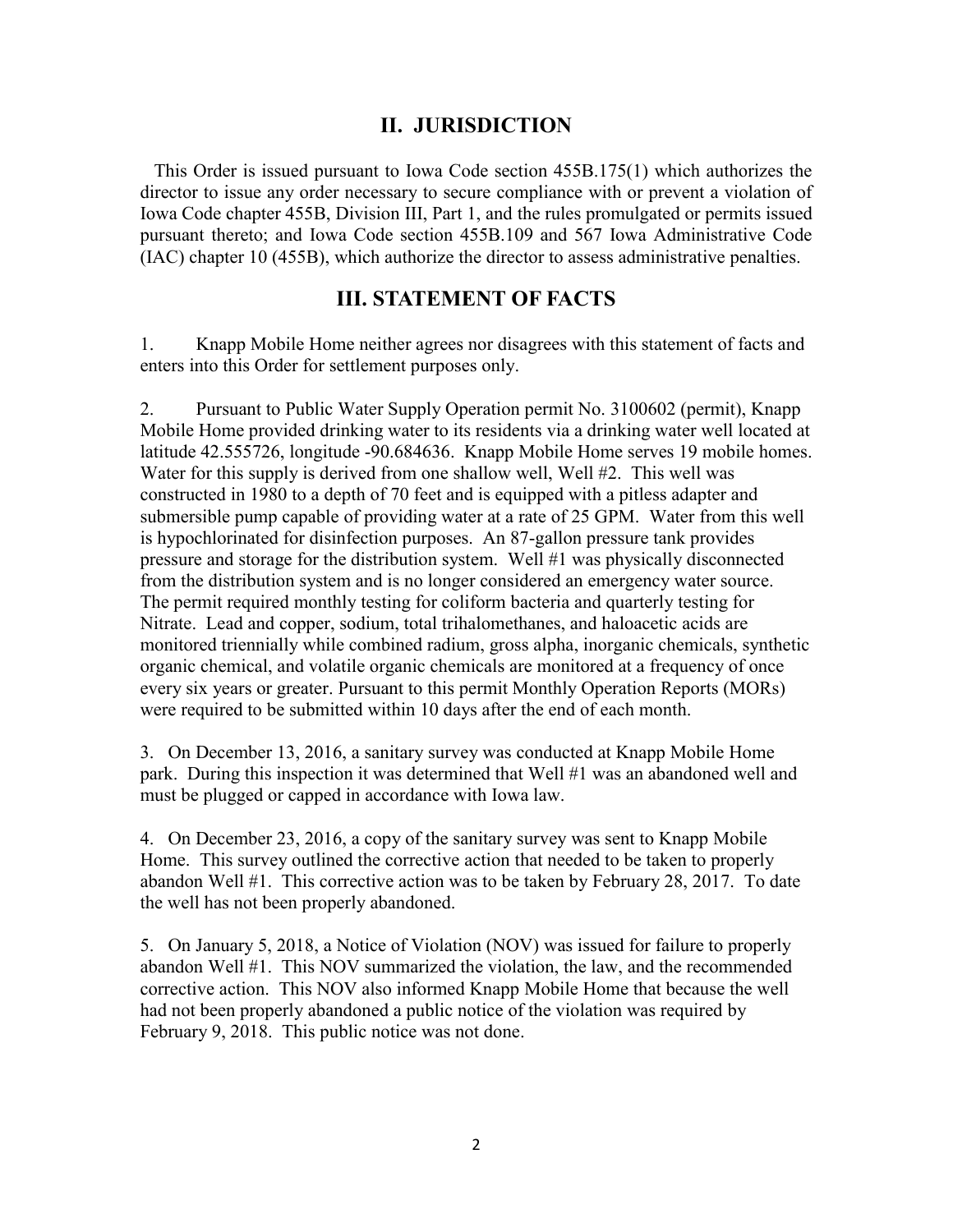## II. JURISDICTION

This Order is issued pursuant to Iowa Code section 455B.175(1) which authorizes the director to issue any order necessary to secure compliance with or prevent a violation of Iowa Code chapter 455B, Division III, Part 1, and the rules promulgated or permits issued pursuant thereto; and Iowa Code section 455B.109 and 567 Iowa Administrative Code (IAC) chapter 10 (455B), which authorize the director to assess administrative penalties.

## III. STATEMENT OF FACTS

1. Knapp Mobile Home neither agrees nor disagrees with this statement of facts and enters into this Order for settlement purposes only.

2. Pursuant to Public Water Supply Operation permit No. 3100602 (permit), Knapp Mobile Home provided drinking water to its residents via a drinking water well located at latitude 42.555726, longitude -90.684636. Knapp Mobile Home serves 19 mobile homes. Water for this supply is derived from one shallow well, Well #2. This well was constructed in 1980 to a depth of 70 feet and is equipped with a pitless adapter and submersible pump capable of providing water at a rate of 25 GPM. Water from this well is hypochlorinated for disinfection purposes. An 87-gallon pressure tank provides pressure and storage for the distribution system. Well #1 was physically disconnected from the distribution system and is no longer considered an emergency water source. The permit required monthly testing for coliform bacteria and quarterly testing for Nitrate. Lead and copper, sodium, total trihalomethanes, and haloacetic acids are monitored triennially while combined radium, gross alpha, inorganic chemicals, synthetic organic chemical, and volatile organic chemicals are monitored at a frequency of once every six years or greater. Pursuant to this permit Monthly Operation Reports (MORs) were required to be submitted within 10 days after the end of each month.

3. On December 13, 2016, a sanitary survey was conducted at Knapp Mobile Home park. During this inspection it was determined that Well #1 was an abandoned well and must be plugged or capped in accordance with Iowa law.

4. On December 23, 2016, a copy of the sanitary survey was sent to Knapp Mobile Home. This survey outlined the corrective action that needed to be taken to properly abandon Well #1. This corrective action was to be taken by February 28, 2017. To date the well has not been properly abandoned.

5. On January 5, 2018, a Notice of Violation (NOV) was issued for failure to properly abandon Well #1. This NOV summarized the violation, the law, and the recommended corrective action. This NOV also informed Knapp Mobile Home that because the well had not been properly abandoned a public notice of the violation was required by February 9, 2018. This public notice was not done.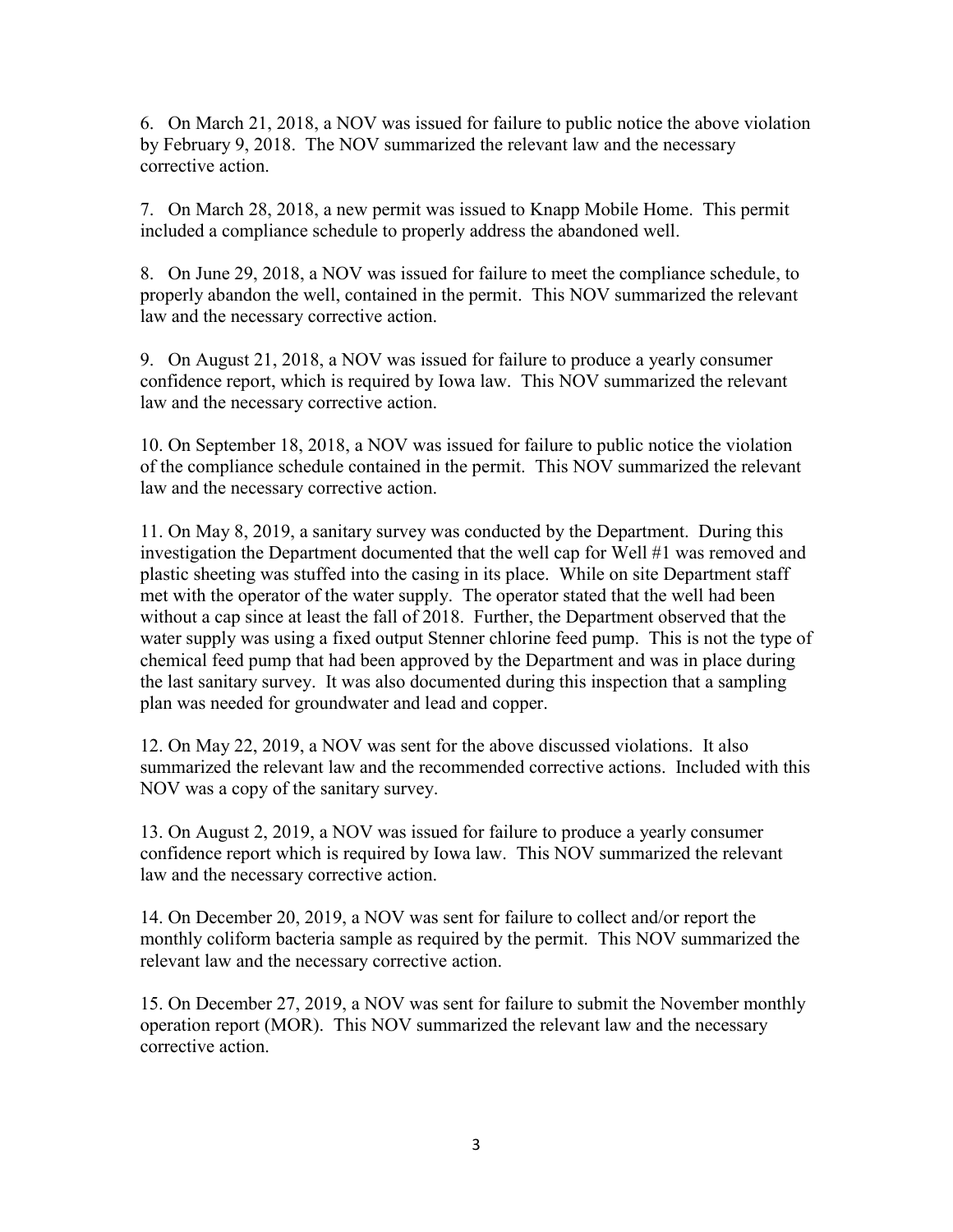6. On March 21, 2018, a NOV was issued for failure to public notice the above violation by February 9, 2018. The NOV summarized the relevant law and the necessary corrective action.

7. On March 28, 2018, a new permit was issued to Knapp Mobile Home. This permit included a compliance schedule to properly address the abandoned well.

8. On June 29, 2018, a NOV was issued for failure to meet the compliance schedule, to properly abandon the well, contained in the permit. This NOV summarized the relevant law and the necessary corrective action.

9. On August 21, 2018, a NOV was issued for failure to produce a yearly consumer confidence report, which is required by Iowa law. This NOV summarized the relevant law and the necessary corrective action.

10. On September 18, 2018, a NOV was issued for failure to public notice the violation of the compliance schedule contained in the permit. This NOV summarized the relevant law and the necessary corrective action.

11. On May 8, 2019, a sanitary survey was conducted by the Department. During this investigation the Department documented that the well cap for Well #1 was removed and plastic sheeting was stuffed into the casing in its place. While on site Department staff met with the operator of the water supply. The operator stated that the well had been without a cap since at least the fall of 2018. Further, the Department observed that the water supply was using a fixed output Stenner chlorine feed pump. This is not the type of chemical feed pump that had been approved by the Department and was in place during the last sanitary survey. It was also documented during this inspection that a sampling plan was needed for groundwater and lead and copper.

12. On May 22, 2019, a NOV was sent for the above discussed violations. It also summarized the relevant law and the recommended corrective actions. Included with this NOV was a copy of the sanitary survey.

13. On August 2, 2019, a NOV was issued for failure to produce a yearly consumer confidence report which is required by Iowa law. This NOV summarized the relevant law and the necessary corrective action.

14. On December 20, 2019, a NOV was sent for failure to collect and/or report the monthly coliform bacteria sample as required by the permit. This NOV summarized the relevant law and the necessary corrective action.

15. On December 27, 2019, a NOV was sent for failure to submit the November monthly operation report (MOR). This NOV summarized the relevant law and the necessary corrective action.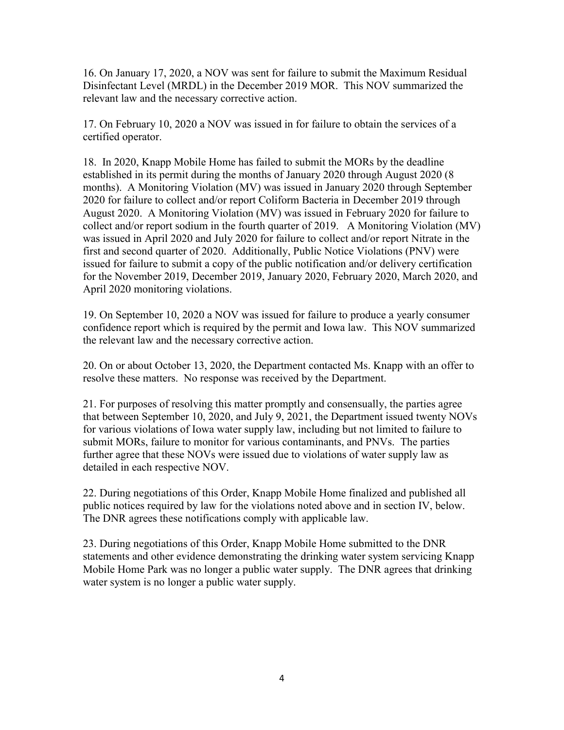16. On January 17, 2020, a NOV was sent for failure to submit the Maximum Residual Disinfectant Level (MRDL) in the December 2019 MOR. This NOV summarized the relevant law and the necessary corrective action.

17. On February 10, 2020 a NOV was issued in for failure to obtain the services of a certified operator.

18. In 2020, Knapp Mobile Home has failed to submit the MORs by the deadline established in its permit during the months of January 2020 through August 2020 (8 months). A Monitoring Violation (MV) was issued in January 2020 through September 2020 for failure to collect and/or report Coliform Bacteria in December 2019 through August 2020. A Monitoring Violation (MV) was issued in February 2020 for failure to collect and/or report sodium in the fourth quarter of 2019. A Monitoring Violation (MV) was issued in April 2020 and July 2020 for failure to collect and/or report Nitrate in the first and second quarter of 2020. Additionally, Public Notice Violations (PNV) were issued for failure to submit a copy of the public notification and/or delivery certification for the November 2019, December 2019, January 2020, February 2020, March 2020, and April 2020 monitoring violations.

19. On September 10, 2020 a NOV was issued for failure to produce a yearly consumer confidence report which is required by the permit and Iowa law. This NOV summarized the relevant law and the necessary corrective action.

20. On or about October 13, 2020, the Department contacted Ms. Knapp with an offer to resolve these matters. No response was received by the Department.

21. For purposes of resolving this matter promptly and consensually, the parties agree that between September 10, 2020, and July 9, 2021, the Department issued twenty NOVs for various violations of Iowa water supply law, including but not limited to failure to submit MORs, failure to monitor for various contaminants, and PNVs. The parties further agree that these NOVs were issued due to violations of water supply law as detailed in each respective NOV.

22. During negotiations of this Order, Knapp Mobile Home finalized and published all public notices required by law for the violations noted above and in section IV, below. The DNR agrees these notifications comply with applicable law.

23. During negotiations of this Order, Knapp Mobile Home submitted to the DNR statements and other evidence demonstrating the drinking water system servicing Knapp Mobile Home Park was no longer a public water supply. The DNR agrees that drinking water system is no longer a public water supply.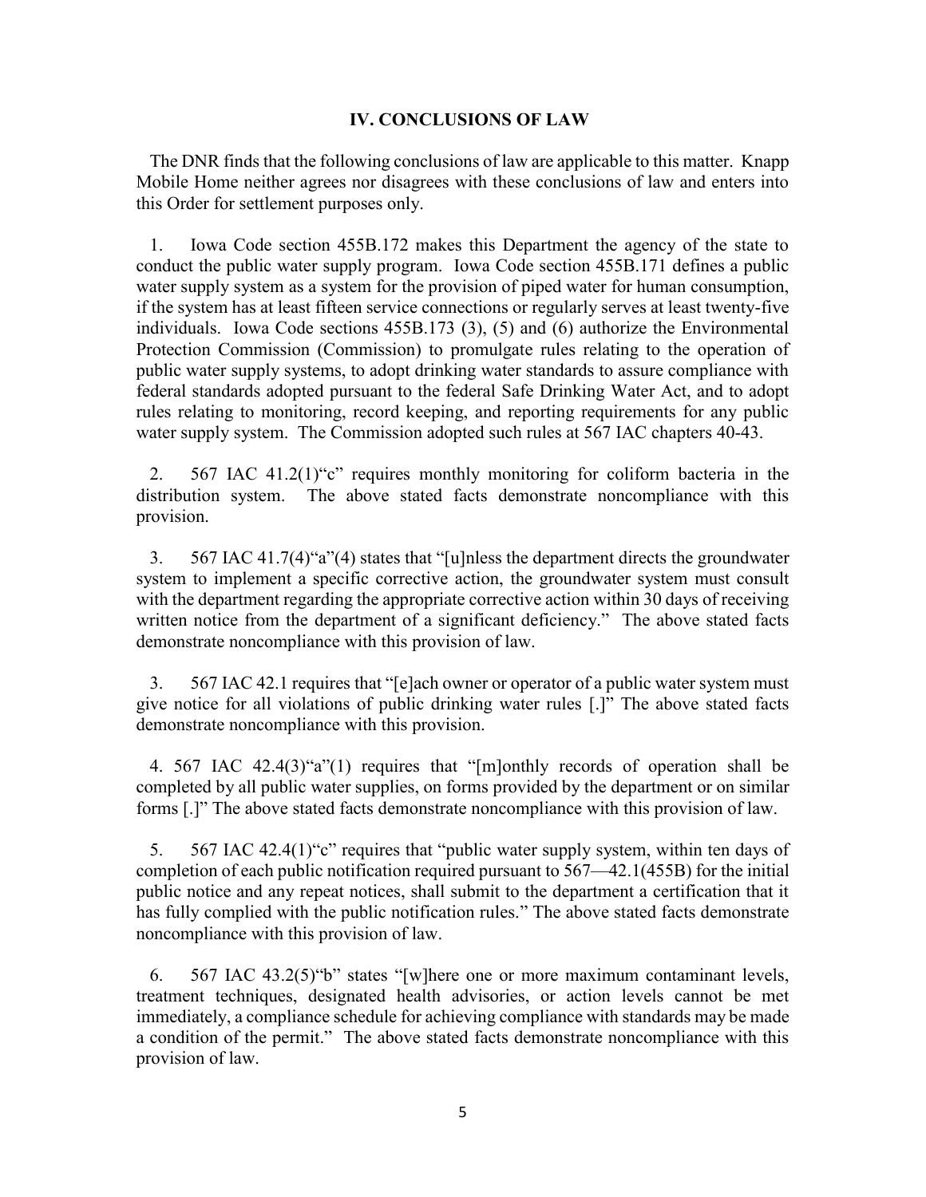## IV. CONCLUSIONS OF LAW

The DNR finds that the following conclusions of law are applicable to this matter. Knapp Mobile Home neither agrees nor disagrees with these conclusions of law and enters into this Order for settlement purposes only.

1. Iowa Code section 455B.172 makes this Department the agency of the state to conduct the public water supply program. Iowa Code section 455B.171 defines a public water supply system as a system for the provision of piped water for human consumption, if the system has at least fifteen service connections or regularly serves at least twenty-five individuals. Iowa Code sections 455B.173 (3), (5) and (6) authorize the Environmental Protection Commission (Commission) to promulgate rules relating to the operation of public water supply systems, to adopt drinking water standards to assure compliance with federal standards adopted pursuant to the federal Safe Drinking Water Act, and to adopt rules relating to monitoring, record keeping, and reporting requirements for any public water supply system. The Commission adopted such rules at 567 IAC chapters 40-43.

2. 567 IAC 41.2(1)"c" requires monthly monitoring for coliform bacteria in the distribution system. The above stated facts demonstrate noncompliance with this provision.

3. 567 IAC 41.7(4)"a"(4) states that "[u]nless the department directs the groundwater system to implement a specific corrective action, the groundwater system must consult with the department regarding the appropriate corrective action within 30 days of receiving written notice from the department of a significant deficiency." The above stated facts demonstrate noncompliance with this provision of law.

3. 567 IAC 42.1 requires that "[e]ach owner or operator of a public water system must give notice for all violations of public drinking water rules [.]" The above stated facts demonstrate noncompliance with this provision.

4. 567 IAC 42.4(3)"a"(1) requires that "[m]onthly records of operation shall be completed by all public water supplies, on forms provided by the department or on similar forms [.]" The above stated facts demonstrate noncompliance with this provision of law.

5. 567 IAC 42.4(1)"c" requires that "public water supply system, within ten days of completion of each public notification required pursuant to 567—42.1(455B) for the initial public notice and any repeat notices, shall submit to the department a certification that it has fully complied with the public notification rules." The above stated facts demonstrate noncompliance with this provision of law.

6. 567 IAC 43.2(5)"b" states "[w]here one or more maximum contaminant levels, treatment techniques, designated health advisories, or action levels cannot be met immediately, a compliance schedule for achieving compliance with standards may be made a condition of the permit." The above stated facts demonstrate noncompliance with this provision of law.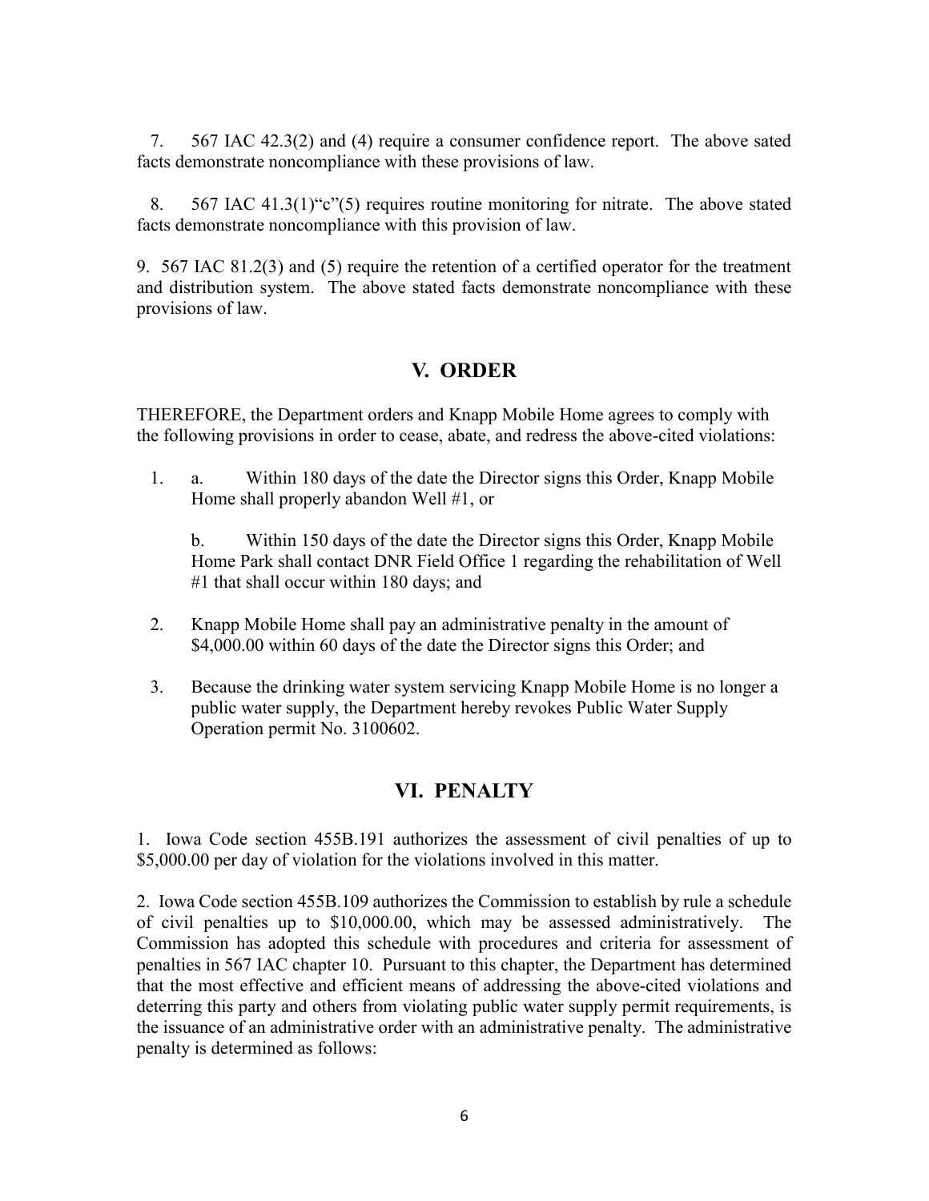7. 567 IAC 42.3(2) and (4) require a consumer confidence report. The above sated facts demonstrate noncompliance with these provisions of law.

8. 567 IAC 41.3(1)"c"(5) requires routine monitoring for nitrate. The above stated facts demonstrate noncompliance with this provision of law.

9. 567 IAC 81.2(3) and (5) require the retention of a certified operator for the treatment and distribution system. The above stated facts demonstrate noncompliance with these provisions of law.

## V. ORDER

THEREFORE, the Department orders and Knapp Mobile Home agrees to comply with the following provisions in order to cease, abate, and redress the above-cited violations:

1. a. Within 180 days of the date the Director signs this Order, Knapp Mobile Home shall properly abandon Well #1, or

   b. Within 150 days of the date the Director signs this Order, Knapp Mobile Home Park shall contact DNR Field Office 1 regarding the rehabilitation of Well #1 that shall occur within 180 days; and

2. Knapp Mobile Home shall pay an administrative penalty in the amount of $4,000.00 within 60 days of the date the Director signs this Order; and

3. Because the drinking water system servicing Knapp Mobile Home is no longer a public water supply, the Department hereby revokes Public Water Supply Operation permit No. 3100602.

## VI. PENALTY

1. Iowa Code section 455B.191 authorizes the assessment of civil penalties of up to $5,000.00 per day of violation for the violations involved in this matter.

2. Iowa Code section 455B.109 authorizes the Commission to establish by rule a schedule of civil penalties up to $10,000.00, which may be assessed administratively. The Commission has adopted this schedule with procedures and criteria for assessment of penalties in 567 IAC chapter 10. Pursuant to this chapter, the Department has determined that the most effective and efficient means of addressing the above-cited violations and deterring this party and others from violating public water supply permit requirements, is the issuance of an administrative order with an administrative penalty. The administrative penalty is determined as follows: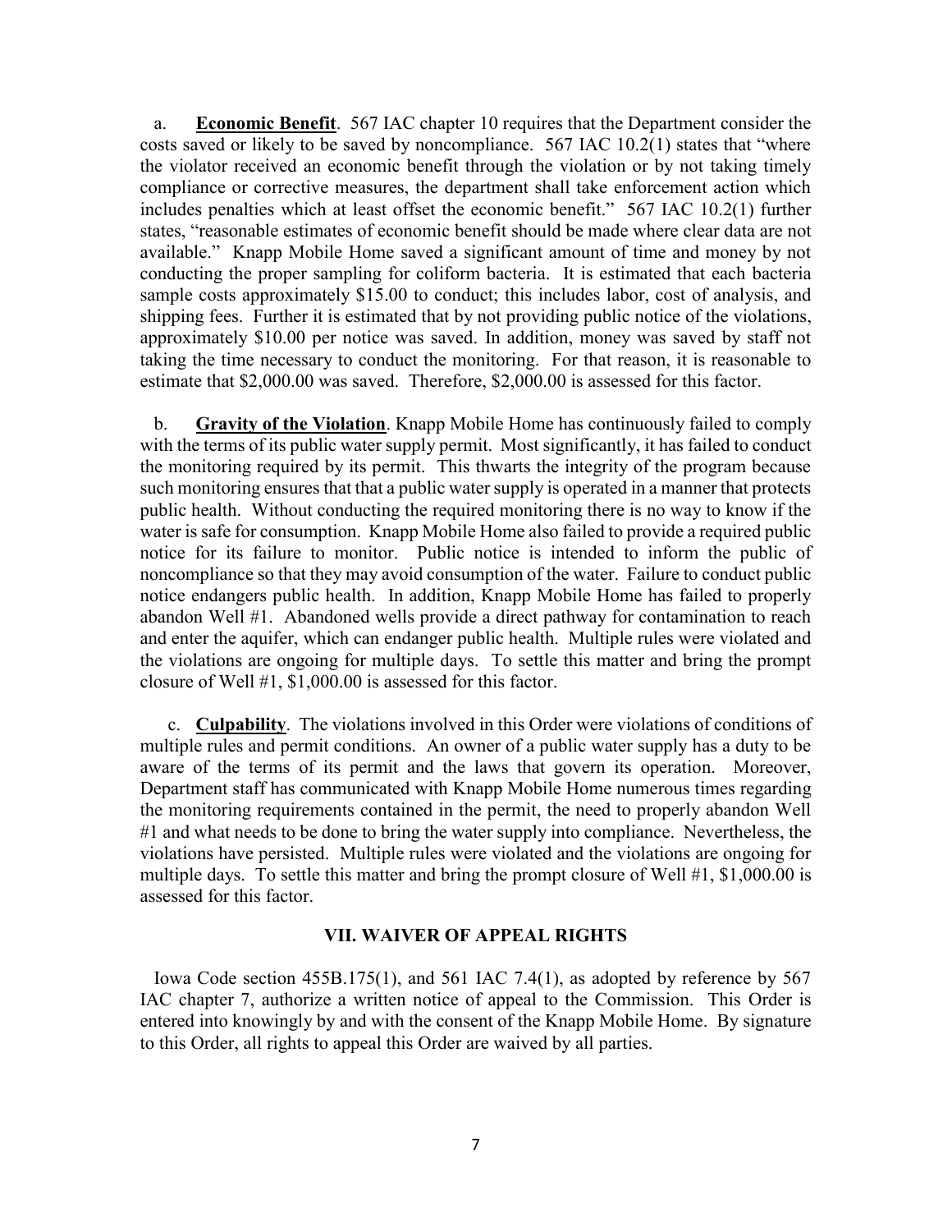a. **Economic Benefit**. 567 IAC chapter 10 requires that the Department consider the costs saved or likely to be saved by noncompliance. 567 IAC 10.2(1) states that "where the violator received an economic benefit through the violation or by not taking timely compliance or corrective measures, the department shall take enforcement action which includes penalties which at least offset the economic benefit." 567 IAC 10.2(1) further states, "reasonable estimates of economic benefit should be made where clear data are not available." Knapp Mobile Home saved a significant amount of time and money by not conducting the proper sampling for coliform bacteria. It is estimated that each bacteria sample costs approximately $15.00 to conduct; this includes labor, cost of analysis, and shipping fees. Further it is estimated that by not providing public notice of the violations, approximately $10.00 per notice was saved. In addition, money was saved by staff not taking the time necessary to conduct the monitoring. For that reason, it is reasonable to estimate that $2,000.00 was saved. Therefore, $2,000.00 is assessed for this factor.

b. **Gravity of the Violation**. Knapp Mobile Home has continuously failed to comply with the terms of its public water supply permit. Most significantly, it has failed to conduct the monitoring required by its permit. This thwarts the integrity of the program because such monitoring ensures that that a public water supply is operated in a manner that protects public health. Without conducting the required monitoring there is no way to know if the water is safe for consumption. Knapp Mobile Home also failed to provide a required public notice for its failure to monitor. Public notice is intended to inform the public of noncompliance so that they may avoid consumption of the water. Failure to conduct public notice endangers public health. In addition, Knapp Mobile Home has failed to properly abandon Well #1. Abandoned wells provide a direct pathway for contamination to reach and enter the aquifer, which can endanger public health. Multiple rules were violated and the violations are ongoing for multiple days. To settle this matter and bring the prompt closure of Well #1, $1,000.00 is assessed for this factor.

c. **Culpability**. The violations involved in this Order were violations of conditions of multiple rules and permit conditions. An owner of a public water supply has a duty to be aware of the terms of its permit and the laws that govern its operation. Moreover, Department staff has communicated with Knapp Mobile Home numerous times regarding the monitoring requirements contained in the permit, the need to properly abandon Well #1 and what needs to be done to bring the water supply into compliance. Nevertheless, the violations have persisted. Multiple rules were violated and the violations are ongoing for multiple days. To settle this matter and bring the prompt closure of Well #1, $1,000.00 is assessed for this factor.

## VII. WAIVER OF APPEAL RIGHTS

Iowa Code section 455B.175(1), and 561 IAC 7.4(1), as adopted by reference by 567 IAC chapter 7, authorize a written notice of appeal to the Commission. This Order is entered into knowingly by and with the consent of the Knapp Mobile Home. By signature to this Order, all rights to appeal this Order are waived by all parties.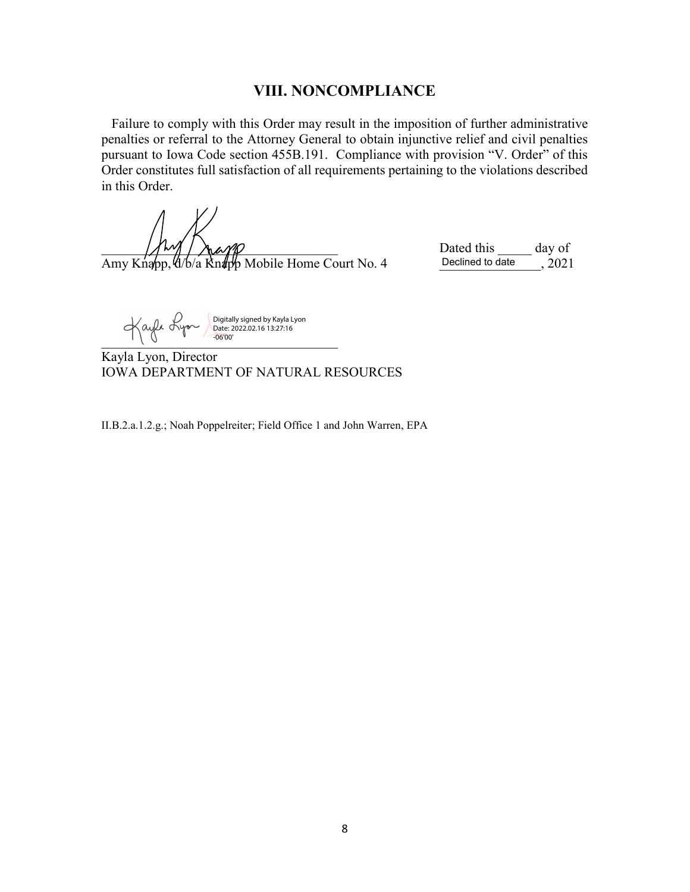## VIII. NONCOMPLIANCE

Failure to comply with this Order may result in the imposition of further administrative penalties or referral to the Attorney General to obtain injunctive relief and civil penalties pursuant to Iowa Code section 455B.191. Compliance with provision "V. Order" of this Order constitutes full satisfaction of all requirements pertaining to the violations described in this Order.

_________________________________
Amy Knapp, d/b/a Knapp Mobile Home Court No. 4

Dated this _____ day of
Declined to date, 2021

Digitally signed by Kayla Lyon
Date: 2022.02.16 13:27:16 -06'00'

_________________________________
Kayla Lyon, Director
IOWA DEPARTMENT OF NATURAL RESOURCES

II.B.2.a.1.2.g.; Noah Poppelreiter; Field Office 1 and John Warren, EPA